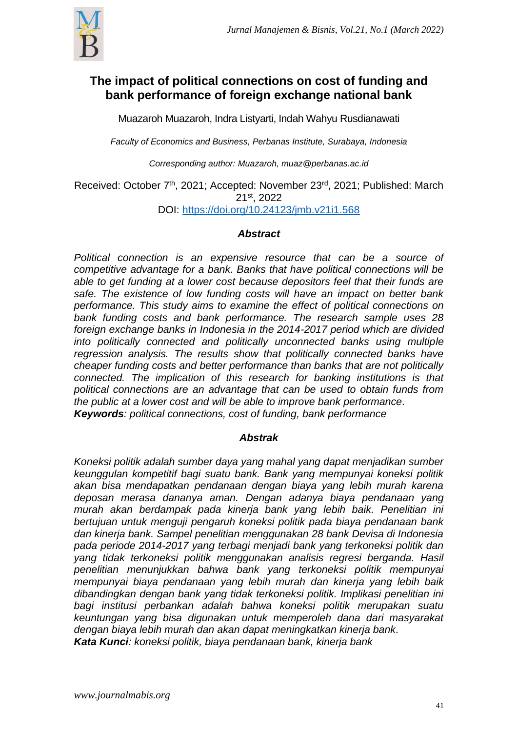# The impact of political connections on cost of funding and bank performance of foreign exchange national bank

Muazaroh Muazaroh, Indra Listyarti, Indah Wahyu Rusdianawati

*Faculty of Economics and Business, Perbanas Institute, Surabaya, Indonesia*

*Corresponding author: Muazaroh, muaz@perbanas.ac.id*

Received: October 7th, 2021; Accepted: November 23rd, 2021; Published: March 21st, 2022

DOI: https://doi.org/10.24123/jmb.v21i1.568

## *Abstract*

*Political connection is an expensive resource that can be a source of competitive advantage for a bank. Banks that have political connections will be able to get funding at a lower cost because depositors feel that their funds are safe. The existence of low funding costs will have an impact on better bank performance. This study aims to examine the effect of political connections on bank funding costs and bank performance. The research sample uses 28 foreign exchange banks in Indonesia in the 2014-2017 period which are divided into politically connected and politically unconnected banks using multiple regression analysis. The results show that politically connected banks have cheaper funding costs and better performance than banks that are not politically connected. The implication of this research for banking institutions is that political connections are an advantage that can be used to obtain funds from the public at a lower cost and will be able to improve bank performance.*

***Keywords****: political connections, cost of funding, bank performance*

## *Abstrak*

*Koneksi politik adalah sumber daya yang mahal yang dapat menjadikan sumber keunggulan kompetitif bagi suatu bank. Bank yang mempunyai koneksi politik akan bisa mendapatkan pendanaan dengan biaya yang lebih murah karena deposan merasa dananya aman. Dengan adanya biaya pendanaan yang murah akan berdampak pada kinerja bank yang lebih baik. Penelitian ini bertujuan untuk menguji pengaruh koneksi politik pada biaya pendanaan bank dan kinerja bank. Sampel penelitian menggunakan 28 bank Devisa di Indonesia pada periode 2014-2017 yang terbagi menjadi bank yang terkoneksi politik dan yang tidak terkoneksi politik menggunakan analisis regresi berganda. Hasil penelitian menunjukkan bahwa bank yang terkoneksi politik mempunyai mempunyai biaya pendanaan yang lebih murah dan kinerja yang lebih baik dibandingkan dengan bank yang tidak terkoneksi politik. Implikasi penelitian ini bagi institusi perbankan adalah bahwa koneksi politik merupakan suatu keuntungan yang bisa digunakan untuk memperoleh dana dari masyarakat dengan biaya lebih murah dan akan dapat meningkatkan kinerja bank.*

***Kata Kunci****: koneksi politik, biaya pendanaan bank, kinerja bank*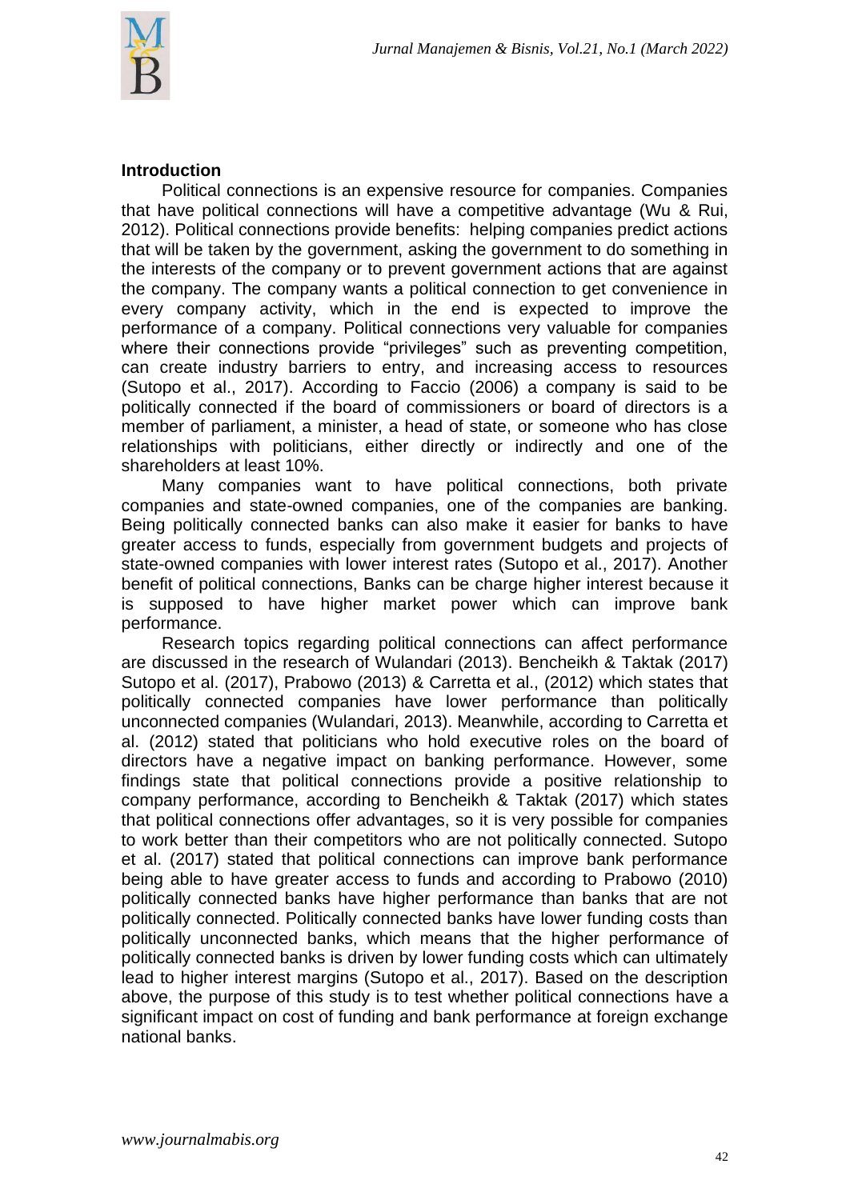## Introduction

Political connections is an expensive resource for companies. Companies that have political connections will have a competitive advantage (Wu & Rui, 2012). Political connections provide benefits: helping companies predict actions that will be taken by the government, asking the government to do something in the interests of the company or to prevent government actions that are against the company. The company wants a political connection to get convenience in every company activity, which in the end is expected to improve the performance of a company. Political connections very valuable for companies where their connections provide "privileges" such as preventing competition, can create industry barriers to entry, and increasing access to resources (Sutopo et al., 2017). According to Faccio (2006) a company is said to be politically connected if the board of commissioners or board of directors is a member of parliament, a minister, a head of state, or someone who has close relationships with politicians, either directly or indirectly and one of the shareholders at least 10%.

Many companies want to have political connections, both private companies and state-owned companies, one of the companies are banking. Being politically connected banks can also make it easier for banks to have greater access to funds, especially from government budgets and projects of state-owned companies with lower interest rates (Sutopo et al., 2017). Another benefit of political connections, Banks can be charge higher interest because it is supposed to have higher market power which can improve bank performance.

Research topics regarding political connections can affect performance are discussed in the research of Wulandari (2013). Bencheikh & Taktak (2017) Sutopo et al. (2017), Prabowo (2013) & Carretta et al., (2012) which states that politically connected companies have lower performance than politically unconnected companies (Wulandari, 2013). Meanwhile, according to Carretta et al. (2012) stated that politicians who hold executive roles on the board of directors have a negative impact on banking performance. However, some findings state that political connections provide a positive relationship to company performance, according to Bencheikh & Taktak (2017) which states that political connections offer advantages, so it is very possible for companies to work better than their competitors who are not politically connected. Sutopo et al. (2017) stated that political connections can improve bank performance being able to have greater access to funds and according to Prabowo (2010) politically connected banks have higher performance than banks that are not politically connected. Politically connected banks have lower funding costs than politically unconnected banks, which means that the higher performance of politically connected banks is driven by lower funding costs which can ultimately lead to higher interest margins (Sutopo et al., 2017). Based on the description above, the purpose of this study is to test whether political connections have a significant impact on cost of funding and bank performance at foreign exchange national banks.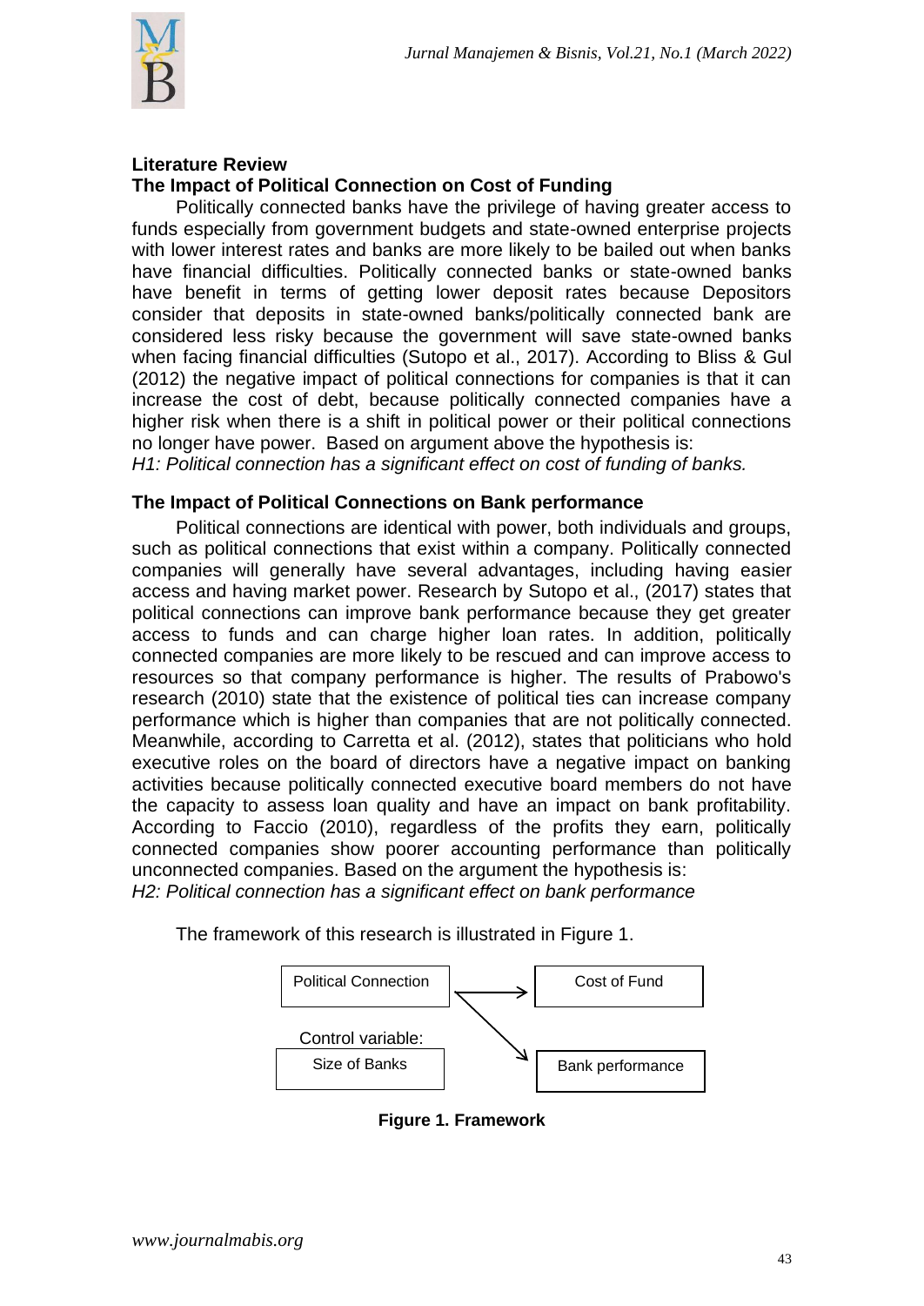## Literature Review

### The Impact of Political Connection on Cost of Funding

Politically connected banks have the privilege of having greater access to funds especially from government budgets and state-owned enterprise projects with lower interest rates and banks are more likely to be bailed out when banks have financial difficulties. Politically connected banks or state-owned banks have benefit in terms of getting lower deposit rates because Depositors consider that deposits in state-owned banks/politically connected bank are considered less risky because the government will save state-owned banks when facing financial difficulties (Sutopo et al., 2017). According to Bliss & Gul (2012) the negative impact of political connections for companies is that it can increase the cost of debt, because politically connected companies have a higher risk when there is a shift in political power or their political connections no longer have power. Based on argument above the hypothesis is:

*H1: Political connection has a significant effect on cost of funding of banks.*

### The Impact of Political Connections on Bank performance

Political connections are identical with power, both individuals and groups, such as political connections that exist within a company. Politically connected companies will generally have several advantages, including having easier access and having market power. Research by Sutopo et al., (2017) states that political connections can improve bank performance because they get greater access to funds and can charge higher loan rates. In addition, politically connected companies are more likely to be rescued and can improve access to resources so that company performance is higher. The results of Prabowo's research (2010) state that the existence of political ties can increase company performance which is higher than companies that are not politically connected. Meanwhile, according to Carretta et al. (2012), states that politicians who hold executive roles on the board of directors have a negative impact on banking activities because politically connected executive board members do not have the capacity to assess loan quality and have an impact on bank profitability. According to Faccio (2010), regardless of the profits they earn, politically connected companies show poorer accounting performance than politically unconnected companies. Based on the argument the hypothesis is:

*H2: Political connection has a significant effect on bank performance*

The framework of this research is illustrated in Figure 1.

Political Connection → Cost of Fund

Political Connection → Bank performance

Control variable: Size of Banks

**Figure 1. Framework**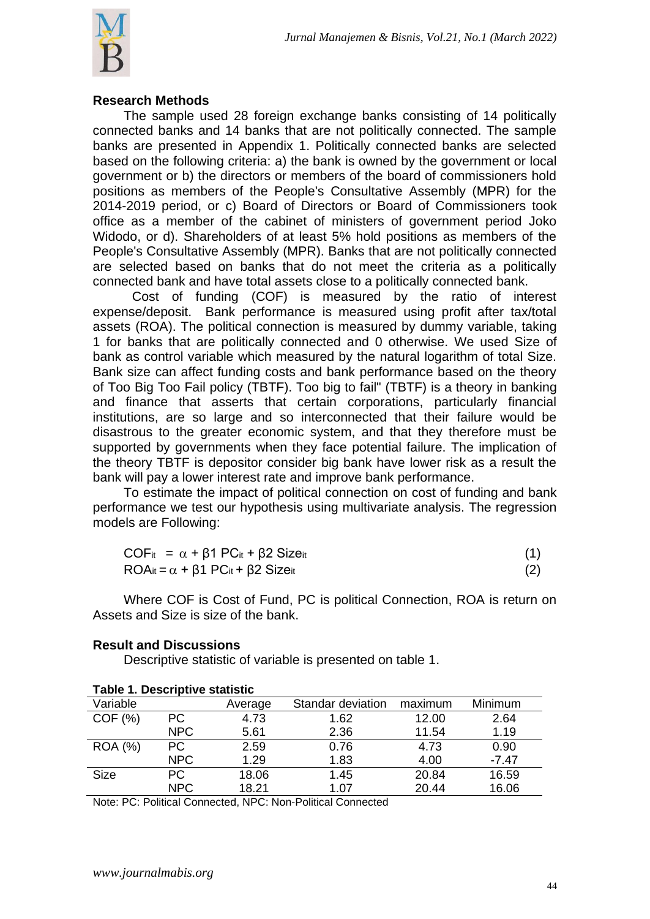## Research Methods

The sample used 28 foreign exchange banks consisting of 14 politically connected banks and 14 banks that are not politically connected. The sample banks are presented in Appendix 1. Politically connected banks are selected based on the following criteria: a) the bank is owned by the government or local government or b) the directors or members of the board of commissioners hold positions as members of the People's Consultative Assembly (MPR) for the 2014-2019 period, or c) Board of Directors or Board of Commissioners took office as a member of the cabinet of ministers of government period Joko Widodo, or d). Shareholders of at least 5% hold positions as members of the People's Consultative Assembly (MPR). Banks that are not politically connected are selected based on banks that do not meet the criteria as a politically connected bank and have total assets close to a politically connected bank.

Cost of funding (COF) is measured by the ratio of interest expense/deposit. Bank performance is measured using profit after tax/total assets (ROA). The political connection is measured by dummy variable, taking 1 for banks that are politically connected and 0 otherwise. We used Size of bank as control variable which measured by the natural logarithm of total Size. Bank size can affect funding costs and bank performance based on the theory of Too Big Too Fail policy (TBTF). Too big to fail" (TBTF) is a theory in banking and finance that asserts that certain corporations, particularly financial institutions, are so large and so interconnected that their failure would be disastrous to the greater economic system, and that they therefore must be supported by governments when they face potential failure. The implication of the theory TBTF is depositor consider big bank have lower risk as a result the bank will pay a lower interest rate and improve bank performance.

To estimate the impact of political connection on cost of funding and bank performance we test our hypothesis using multivariate analysis. The regression models are Following:

$$COF_{it} = \alpha + \beta 1\ PC_{it} + \beta 2\ Size_{it} \quad (1)$$

$$ROA_{it} = \alpha + \beta 1\ PC_{it} + \beta 2\ Size_{it} \quad (2)$$

Where COF is Cost of Fund, PC is political Connection, ROA is return on Assets and Size is size of the bank.

## Result and Discussions

Descriptive statistic of variable is presented on table 1.

**Table 1. Descriptive statistic**

| Variable | | Average | Standar deviation | maximum | Minimum |
|---|---|---|---|---|---|
| COF (%) | PC | 4.73 | 1.62 | 12.00 | 2.64 |
| | NPC | 5.61 | 2.36 | 11.54 | 1.19 |
| ROA (%) | PC | 2.59 | 0.76 | 4.73 | 0.90 |
| | NPC | 1.29 | 1.83 | 4.00 | -7.47 |
| Size | PC | 18.06 | 1.45 | 20.84 | 16.59 |
| | NPC | 18.21 | 1.07 | 20.44 | 16.06 |

Note: PC: Political Connected, NPC: Non-Political Connected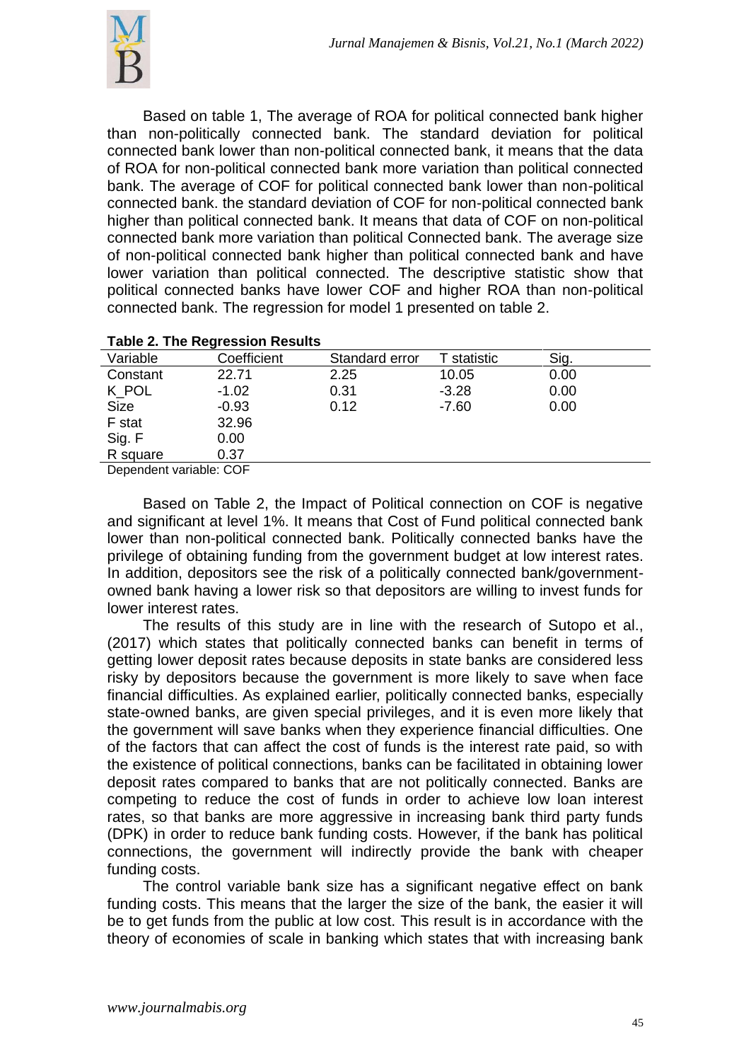Based on table 1, The average of ROA for political connected bank higher than non-politically connected bank. The standard deviation for political connected bank lower than non-political connected bank, it means that the data of ROA for non-political connected bank more variation than political connected bank. The average of COF for political connected bank lower than non-political connected bank. the standard deviation of COF for non-political connected bank higher than political connected bank. It means that data of COF on non-political connected bank more variation than political Connected bank. The average size of non-political connected bank higher than political connected bank and have lower variation than political connected. The descriptive statistic show that political connected banks have lower COF and higher ROA than non-political connected bank. The regression for model 1 presented on table 2.

**Table 2. The Regression Results**

| Variable | Coefficient | Standard error | T statistic | Sig. |
|---|---|---|---|---|
| Constant | 22.71 | 2.25 | 10.05 | 0.00 |
| K_POL | -1.02 | 0.31 | -3.28 | 0.00 |
| Size | -0.93 | 0.12 | -7.60 | 0.00 |
| F stat | 32.96 | | | |
| Sig. F | 0.00 | | | |
| R square | 0.37 | | | |

Dependent variable: COF

Based on Table 2, the Impact of Political connection on COF is negative and significant at level 1%. It means that Cost of Fund political connected bank lower than non-political connected bank. Politically connected banks have the privilege of obtaining funding from the government budget at low interest rates. In addition, depositors see the risk of a politically connected bank/government-owned bank having a lower risk so that depositors are willing to invest funds for lower interest rates.

The results of this study are in line with the research of Sutopo et al., (2017) which states that politically connected banks can benefit in terms of getting lower deposit rates because deposits in state banks are considered less risky by depositors because the government is more likely to save when face financial difficulties. As explained earlier, politically connected banks, especially state-owned banks, are given special privileges, and it is even more likely that the government will save banks when they experience financial difficulties. One of the factors that can affect the cost of funds is the interest rate paid, so with the existence of political connections, banks can be facilitated in obtaining lower deposit rates compared to banks that are not politically connected. Banks are competing to reduce the cost of funds in order to achieve low loan interest rates, so that banks are more aggressive in increasing bank third party funds (DPK) in order to reduce bank funding costs. However, if the bank has political connections, the government will indirectly provide the bank with cheaper funding costs.

The control variable bank size has a significant negative effect on bank funding costs. This means that the larger the size of the bank, the easier it will be to get funds from the public at low cost. This result is in accordance with the theory of economies of scale in banking which states that with increasing bank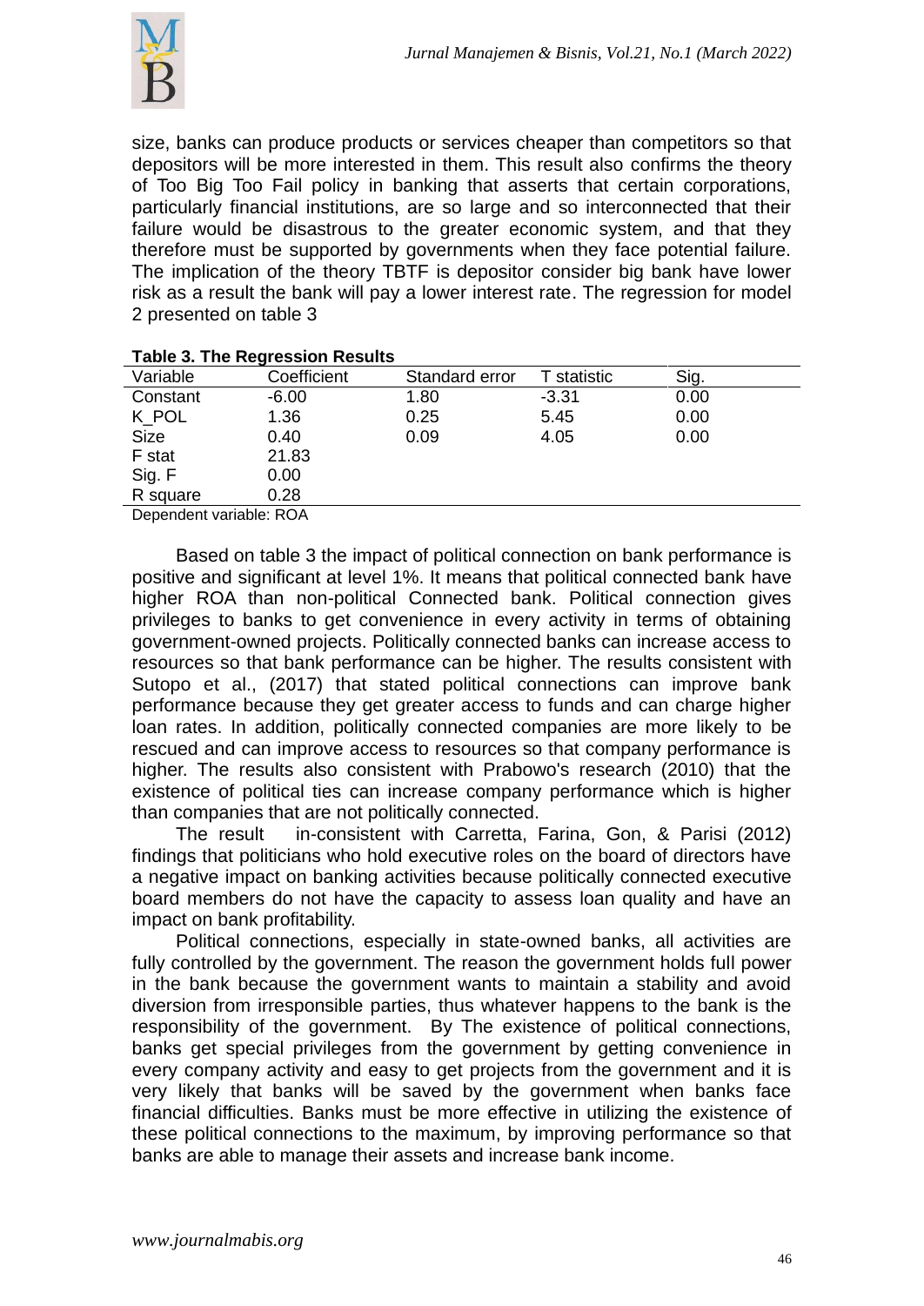size, banks can produce products or services cheaper than competitors so that depositors will be more interested in them. This result also confirms the theory of Too Big Too Fail policy in banking that asserts that certain corporations, particularly financial institutions, are so large and so interconnected that their failure would be disastrous to the greater economic system, and that they therefore must be supported by governments when they face potential failure. The implication of the theory TBTF is depositor consider big bank have lower risk as a result the bank will pay a lower interest rate. The regression for model 2 presented on table 3

**Table 3. The Regression Results**

| Variable | Coefficient | Standard error | T statistic | Sig. |
|---|---|---|---|---|
| Constant | -6.00 | 1.80 | -3.31 | 0.00 |
| K_POL | 1.36 | 0.25 | 5.45 | 0.00 |
| Size | 0.40 | 0.09 | 4.05 | 0.00 |
| F stat | 21.83 | | | |
| Sig. F | 0.00 | | | |
| R square | 0.28 | | | |

Dependent variable: ROA

Based on table 3 the impact of political connection on bank performance is positive and significant at level 1%. It means that political connected bank have higher ROA than non-political Connected bank. Political connection gives privileges to banks to get convenience in every activity in terms of obtaining government-owned projects. Politically connected banks can increase access to resources so that bank performance can be higher. The results consistent with Sutopo et al., (2017) that stated political connections can improve bank performance because they get greater access to funds and can charge higher loan rates. In addition, politically connected companies are more likely to be rescued and can improve access to resources so that company performance is higher. The results also consistent with Prabowo's research (2010) that the existence of political ties can increase company performance which is higher than companies that are not politically connected.

The result in-consistent with Carretta, Farina, Gon, & Parisi (2012) findings that politicians who hold executive roles on the board of directors have a negative impact on banking activities because politically connected executive board members do not have the capacity to assess loan quality and have an impact on bank profitability.

Political connections, especially in state-owned banks, all activities are fully controlled by the government. The reason the government holds full power in the bank because the government wants to maintain a stability and avoid diversion from irresponsible parties, thus whatever happens to the bank is the responsibility of the government. By The existence of political connections, banks get special privileges from the government by getting convenience in every company activity and easy to get projects from the government and it is very likely that banks will be saved by the government when banks face financial difficulties. Banks must be more effective in utilizing the existence of these political connections to the maximum, by improving performance so that banks are able to manage their assets and increase bank income.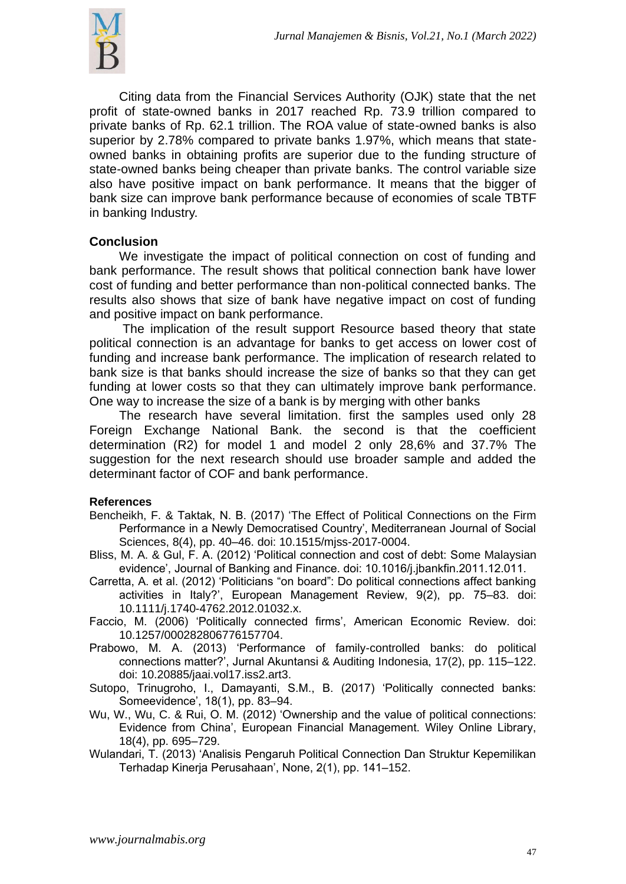Citing data from the Financial Services Authority (OJK) state that the net profit of state-owned banks in 2017 reached Rp. 73.9 trillion compared to private banks of Rp. 62.1 trillion. The ROA value of state-owned banks is also superior by 2.78% compared to private banks 1.97%, which means that state-owned banks in obtaining profits are superior due to the funding structure of state-owned banks being cheaper than private banks. The control variable size also have positive impact on bank performance. It means that the bigger of bank size can improve bank performance because of economies of scale TBTF in banking Industry.

## Conclusion

We investigate the impact of political connection on cost of funding and bank performance. The result shows that political connection bank have lower cost of funding and better performance than non-political connected banks. The results also shows that size of bank have negative impact on cost of funding and positive impact on bank performance.

The implication of the result support Resource based theory that state political connection is an advantage for banks to get access on lower cost of funding and increase bank performance. The implication of research related to bank size is that banks should increase the size of banks so that they can get funding at lower costs so that they can ultimately improve bank performance. One way to increase the size of a bank is by merging with other banks

The research have several limitation. first the samples used only 28 Foreign Exchange National Bank. the second is that the coefficient determination (R2) for model 1 and model 2 only 28,6% and 37.7% The suggestion for the next research should use broader sample and added the determinant factor of COF and bank performance.

## References

Bencheikh, F. & Taktak, N. B. (2017) 'The Effect of Political Connections on the Firm Performance in a Newly Democratised Country', Mediterranean Journal of Social Sciences, 8(4), pp. 40–46. doi: 10.1515/mjss-2017-0004.

Bliss, M. A. & Gul, F. A. (2012) 'Political connection and cost of debt: Some Malaysian evidence', Journal of Banking and Finance. doi: 10.1016/j.jbankfin.2011.12.011.

Carretta, A. et al. (2012) 'Politicians "on board": Do political connections affect banking activities in Italy?', European Management Review, 9(2), pp. 75–83. doi: 10.1111/j.1740-4762.2012.01032.x.

Faccio, M. (2006) 'Politically connected firms', American Economic Review. doi: 10.1257/000282806776157704.

Prabowo, M. A. (2013) 'Performance of family-controlled banks: do political connections matter?', Jurnal Akuntansi & Auditing Indonesia, 17(2), pp. 115–122. doi: 10.20885/jaai.vol17.iss2.art3.

Sutopo, Trinugroho, I., Damayanti, S.M., B. (2017) 'Politically connected banks: Someevidence', 18(1), pp. 83–94.

Wu, W., Wu, C. & Rui, O. M. (2012) 'Ownership and the value of political connections: Evidence from China', European Financial Management. Wiley Online Library, 18(4), pp. 695–729.

Wulandari, T. (2013) 'Analisis Pengaruh Political Connection Dan Struktur Kepemilikan Terhadap Kinerja Perusahaan', None, 2(1), pp. 141–152.